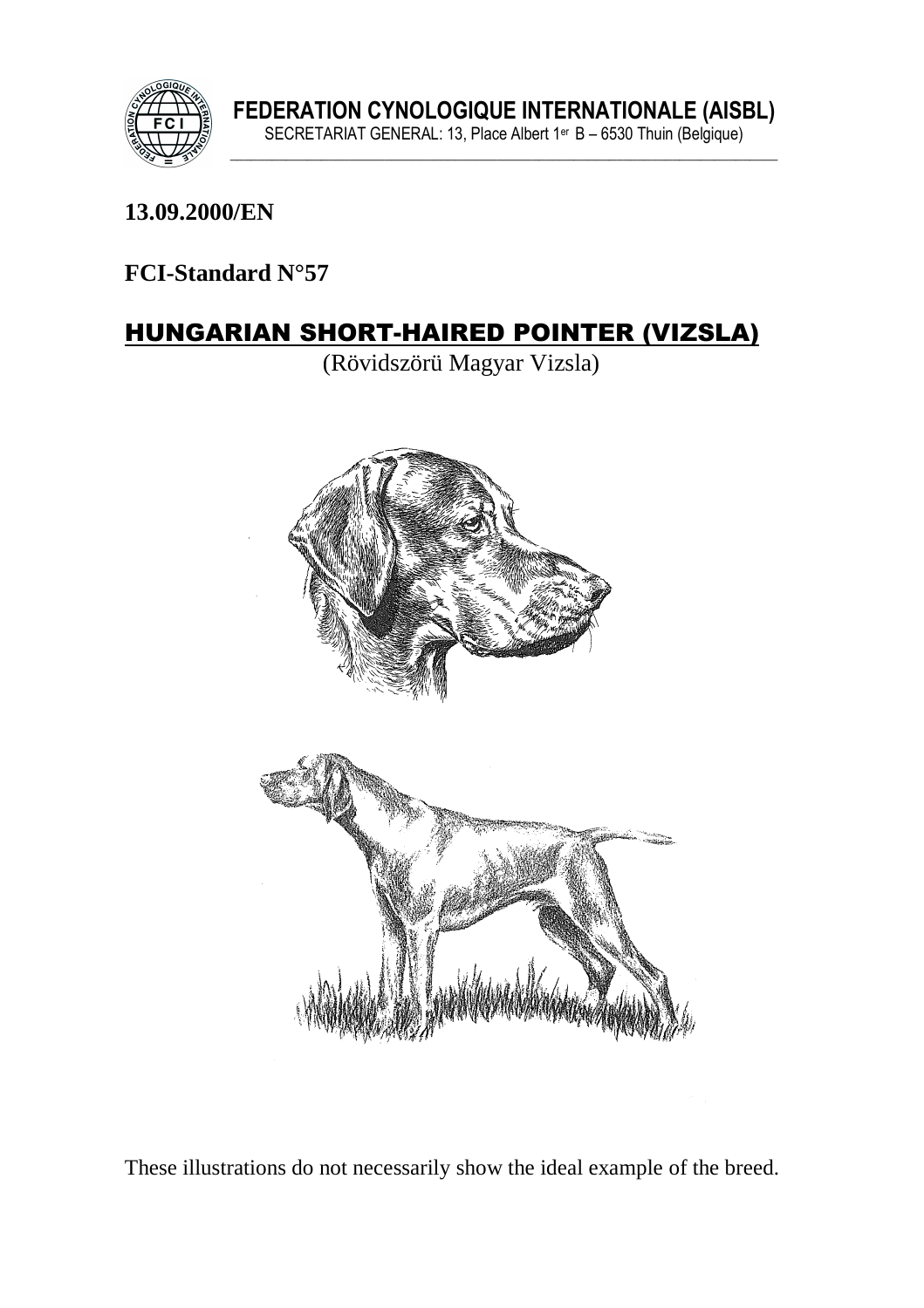**FEDERATION CYNOLOGIQUE INTERNATIONALE (AISBL)**
SECRETARIAT GENERAL: 13, Place Albert 1er B – 6530 Thuin (Belgique)

**13.09.2000/EN**

**FCI-Standard N°57**

# HUNGARIAN SHORT-HAIRED POINTER (VIZSLA)

(Rövidszörü Magyar Vizsla)

These illustrations do not necessarily show the ideal example of the breed.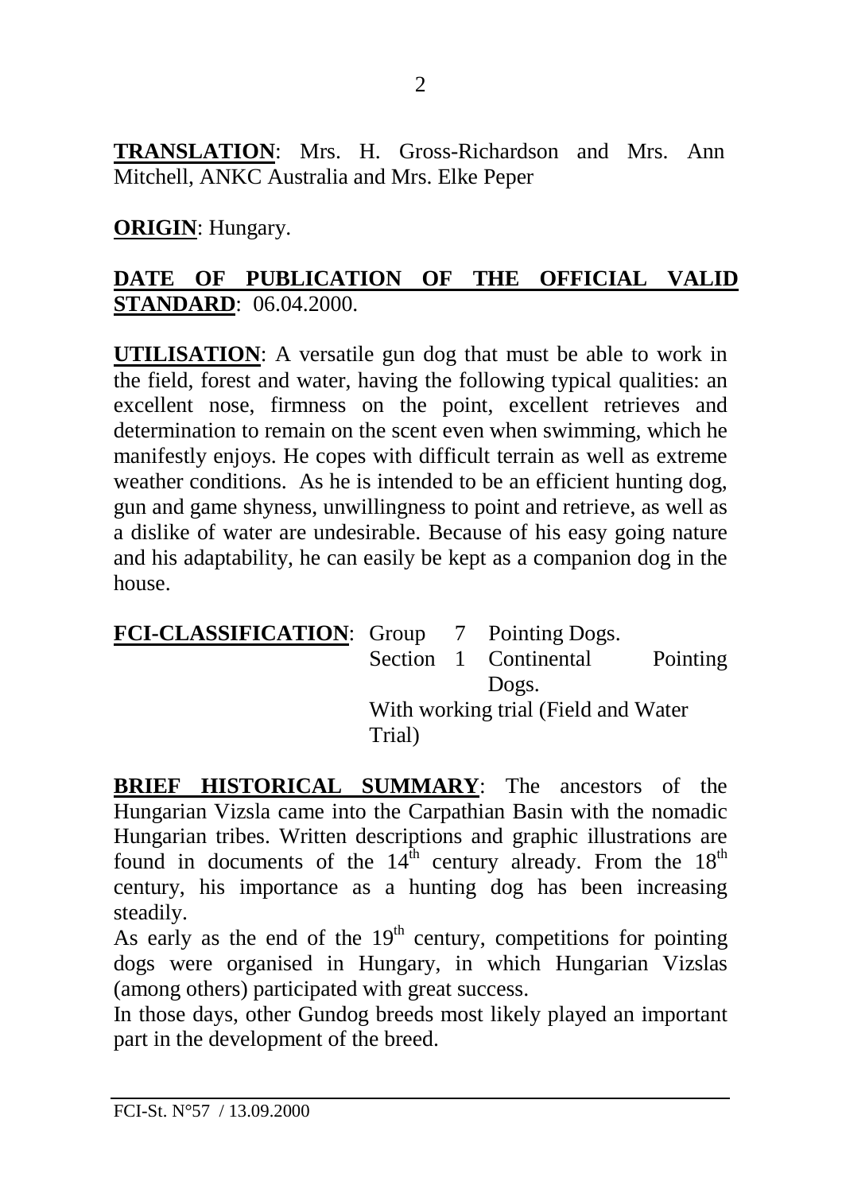**TRANSLATION**: Mrs. H. Gross-Richardson and Mrs. Ann Mitchell, ANKC Australia and Mrs. Elke Peper

**ORIGIN**: Hungary.

**DATE OF PUBLICATION OF THE OFFICIAL VALID STANDARD**: 06.04.2000.

**UTILISATION**: A versatile gun dog that must be able to work in the field, forest and water, having the following typical qualities: an excellent nose, firmness on the point, excellent retrieves and determination to remain on the scent even when swimming, which he manifestly enjoys. He copes with difficult terrain as well as extreme weather conditions. As he is intended to be an efficient hunting dog, gun and game shyness, unwillingness to point and retrieve, as well as a dislike of water are undesirable. Because of his easy going nature and his adaptability, he can easily be kept as a companion dog in the house.

**FCI-CLASSIFICATION**: Group 7 Pointing Dogs.
Section 1 Continental Pointing Dogs.
With working trial (Field and Water Trial)

**BRIEF HISTORICAL SUMMARY**: The ancestors of the Hungarian Vizsla came into the Carpathian Basin with the nomadic Hungarian tribes. Written descriptions and graphic illustrations are found in documents of the 14th century already. From the 18th century, his importance as a hunting dog has been increasing steadily.

As early as the end of the 19th century, competitions for pointing dogs were organised in Hungary, in which Hungarian Vizslas (among others) participated with great success.

In those days, other Gundog breeds most likely played an important part in the development of the breed.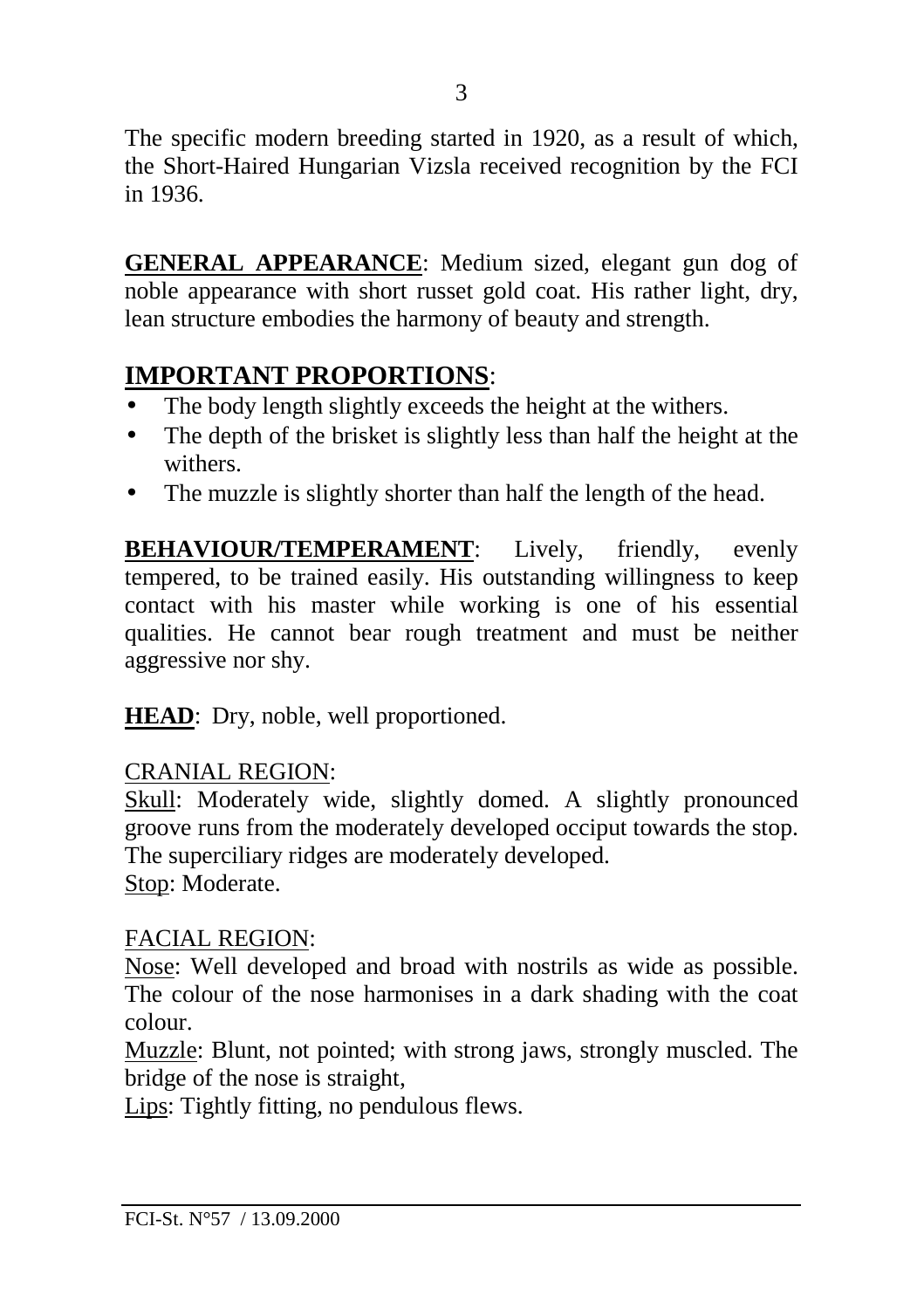The specific modern breeding started in 1920, as a result of which, the Short-Haired Hungarian Vizsla received recognition by the FCI in 1936.

**GENERAL APPEARANCE**: Medium sized, elegant gun dog of noble appearance with short russet gold coat. His rather light, dry, lean structure embodies the harmony of beauty and strength.

## IMPORTANT PROPORTIONS:

- The body length slightly exceeds the height at the withers.
- The depth of the brisket is slightly less than half the height at the withers.
- The muzzle is slightly shorter than half the length of the head.

**BEHAVIOUR/TEMPERAMENT**: Lively, friendly, evenly tempered, to be trained easily. His outstanding willingness to keep contact with his master while working is one of his essential qualities. He cannot bear rough treatment and must be neither aggressive nor shy.

**HEAD**: Dry, noble, well proportioned.

CRANIAL REGION:

Skull: Moderately wide, slightly domed. A slightly pronounced groove runs from the moderately developed occiput towards the stop. The superciliary ridges are moderately developed.
Stop: Moderate.

FACIAL REGION:

Nose: Well developed and broad with nostrils as wide as possible. The colour of the nose harmonises in a dark shading with the coat colour.
Muzzle: Blunt, not pointed; with strong jaws, strongly muscled. The bridge of the nose is straight,
Lips: Tightly fitting, no pendulous flews.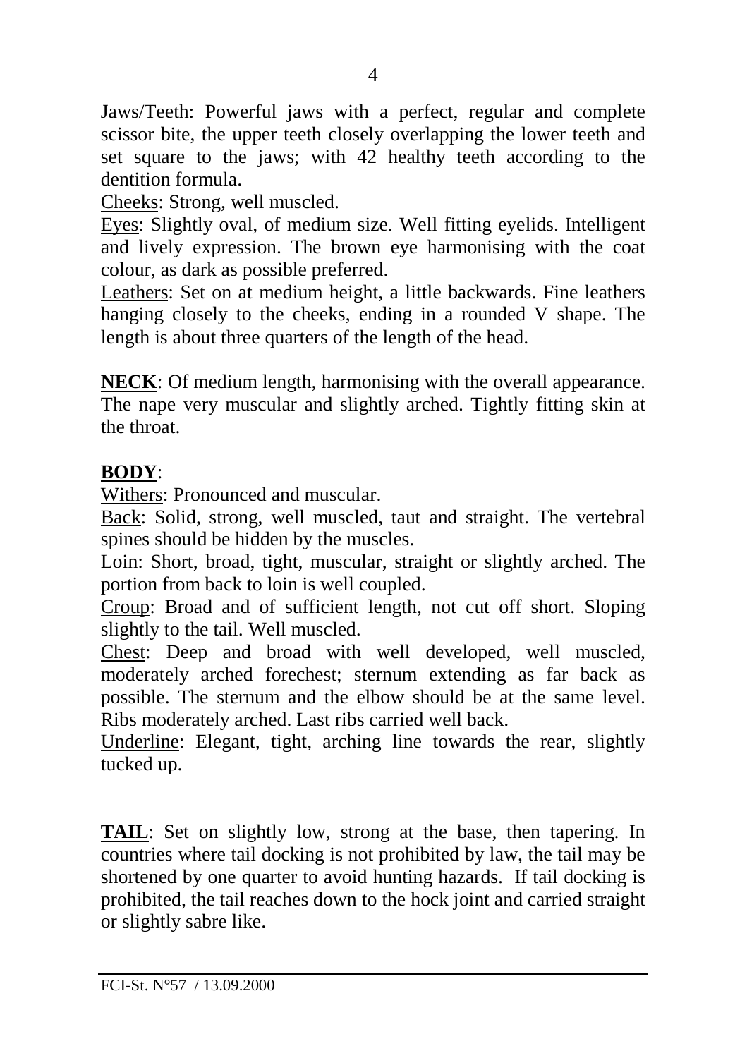Jaws/Teeth: Powerful jaws with a perfect, regular and complete scissor bite, the upper teeth closely overlapping the lower teeth and set square to the jaws; with 42 healthy teeth according to the dentition formula.

Cheeks: Strong, well muscled.

Eyes: Slightly oval, of medium size. Well fitting eyelids. Intelligent and lively expression. The brown eye harmonising with the coat colour, as dark as possible preferred.

Leathers: Set on at medium height, a little backwards. Fine leathers hanging closely to the cheeks, ending in a rounded V shape. The length is about three quarters of the length of the head.

**NECK**: Of medium length, harmonising with the overall appearance. The nape very muscular and slightly arched. Tightly fitting skin at the throat.

**BODY**:

Withers: Pronounced and muscular.

Back: Solid, strong, well muscled, taut and straight. The vertebral spines should be hidden by the muscles.

Loin: Short, broad, tight, muscular, straight or slightly arched. The portion from back to loin is well coupled.

Croup: Broad and of sufficient length, not cut off short. Sloping slightly to the tail. Well muscled.

Chest: Deep and broad with well developed, well muscled, moderately arched forechest; sternum extending as far back as possible. The sternum and the elbow should be at the same level. Ribs moderately arched. Last ribs carried well back.

Underline: Elegant, tight, arching line towards the rear, slightly tucked up.

**TAIL**: Set on slightly low, strong at the base, then tapering. In countries where tail docking is not prohibited by law, the tail may be shortened by one quarter to avoid hunting hazards. If tail docking is prohibited, the tail reaches down to the hock joint and carried straight or slightly sabre like.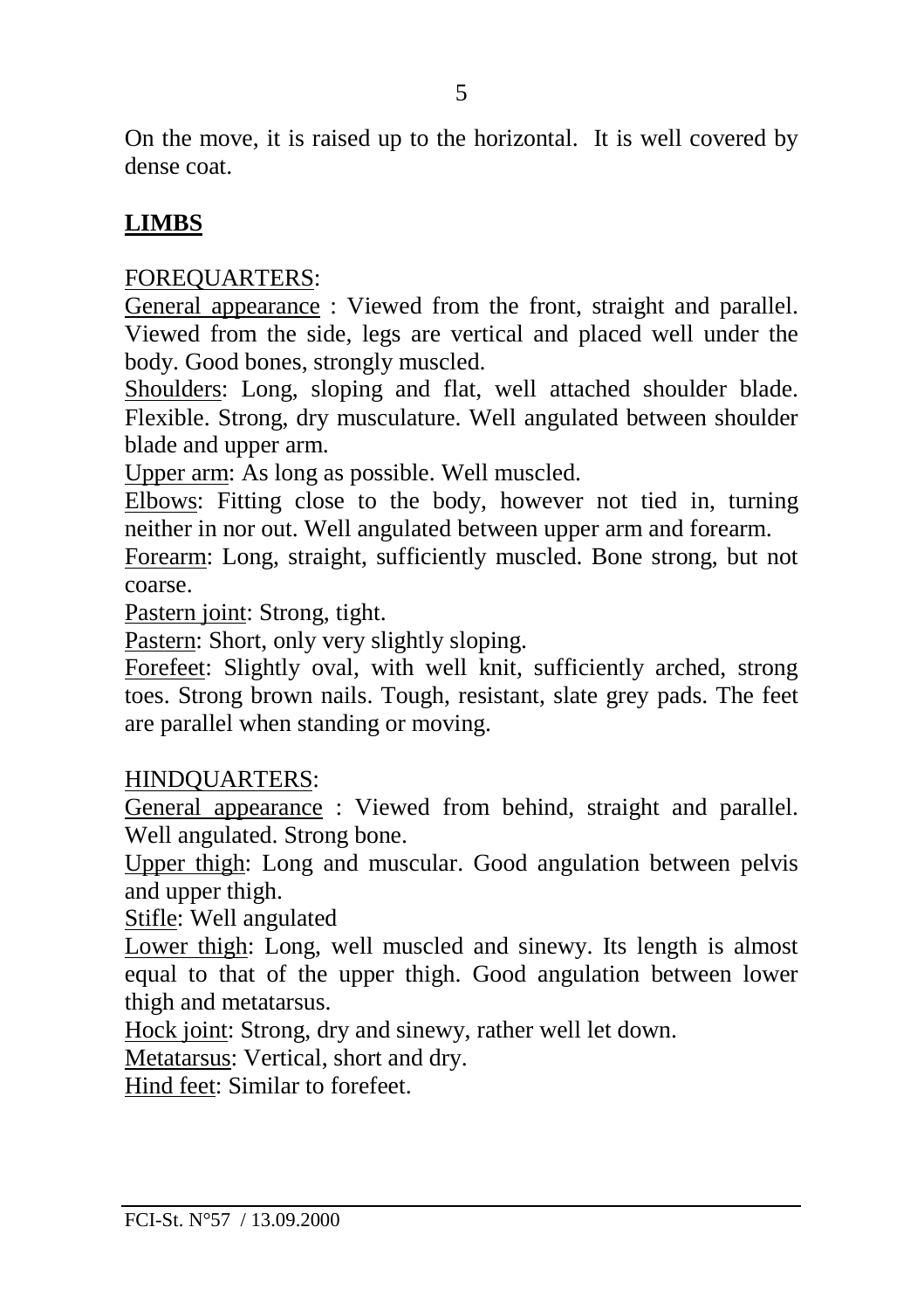On the move, it is raised up to the horizontal. It is well covered by dense coat.

## LIMBS

FOREQUARTERS:

General appearance : Viewed from the front, straight and parallel. Viewed from the side, legs are vertical and placed well under the body. Good bones, strongly muscled.

Shoulders: Long, sloping and flat, well attached shoulder blade. Flexible. Strong, dry musculature. Well angulated between shoulder blade and upper arm.

Upper arm: As long as possible. Well muscled.

Elbows: Fitting close to the body, however not tied in, turning neither in nor out. Well angulated between upper arm and forearm.

Forearm: Long, straight, sufficiently muscled. Bone strong, but not coarse.

Pastern joint: Strong, tight.

Pastern: Short, only very slightly sloping.

Forefeet: Slightly oval, with well knit, sufficiently arched, strong toes. Strong brown nails. Tough, resistant, slate grey pads. The feet are parallel when standing or moving.

HINDQUARTERS:

General appearance : Viewed from behind, straight and parallel. Well angulated. Strong bone.

Upper thigh: Long and muscular. Good angulation between pelvis and upper thigh.

Stifle: Well angulated

Lower thigh: Long, well muscled and sinewy. Its length is almost equal to that of the upper thigh. Good angulation between lower thigh and metatarsus.

Hock joint: Strong, dry and sinewy, rather well let down.

Metatarsus: Vertical, short and dry.

Hind feet: Similar to forefeet.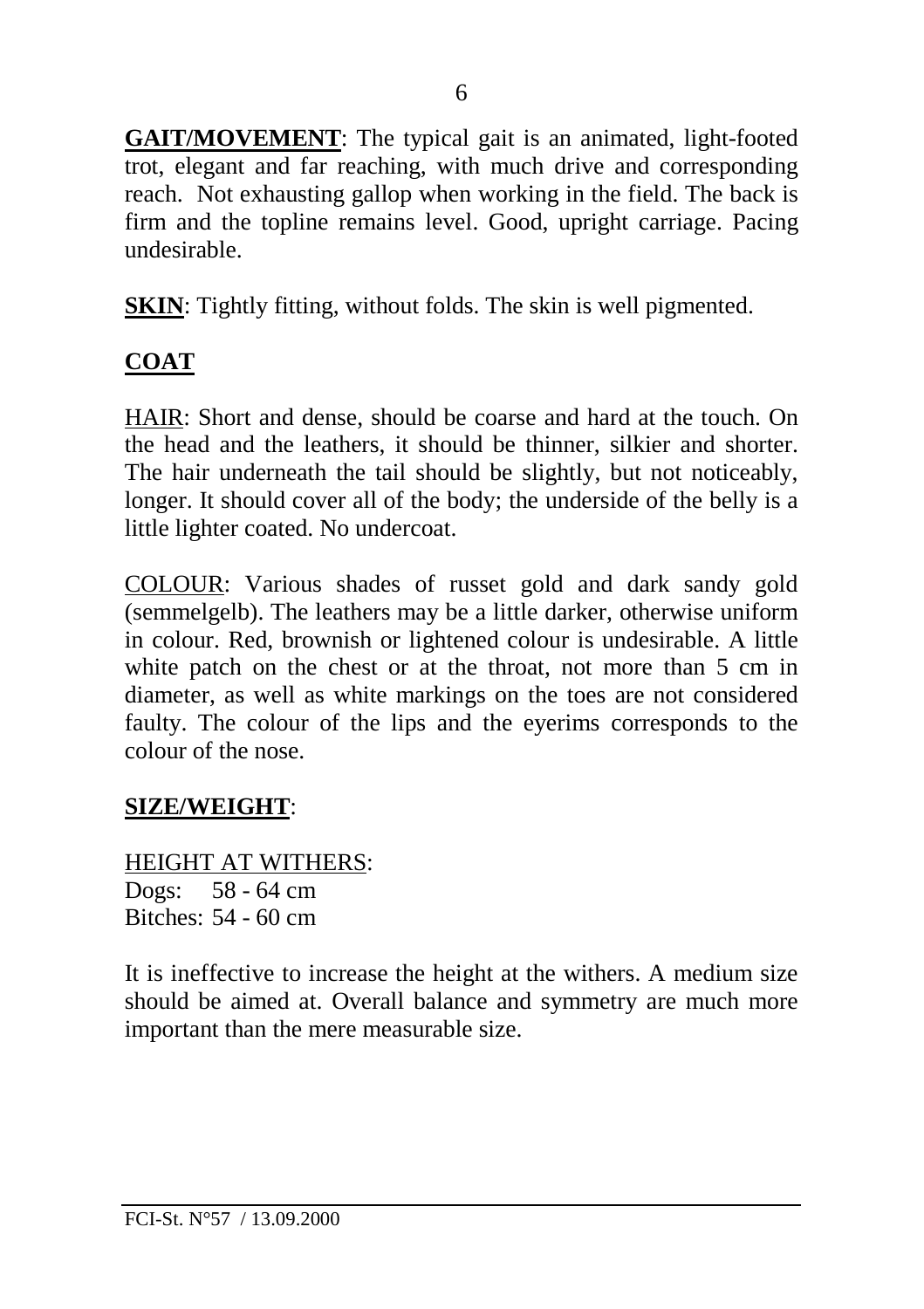**GAIT/MOVEMENT**: The typical gait is an animated, light-footed trot, elegant and far reaching, with much drive and corresponding reach. Not exhausting gallop when working in the field. The back is firm and the topline remains level. Good, upright carriage. Pacing undesirable.

**SKIN**: Tightly fitting, without folds. The skin is well pigmented.

## COAT

HAIR: Short and dense, should be coarse and hard at the touch. On the head and the leathers, it should be thinner, silkier and shorter. The hair underneath the tail should be slightly, but not noticeably, longer. It should cover all of the body; the underside of the belly is a little lighter coated. No undercoat.

COLOUR: Various shades of russet gold and dark sandy gold (semmelgelb). The leathers may be a little darker, otherwise uniform in colour. Red, brownish or lightened colour is undesirable. A little white patch on the chest or at the throat, not more than 5 cm in diameter, as well as white markings on the toes are not considered faulty. The colour of the lips and the eyerims corresponds to the colour of the nose.

## SIZE/WEIGHT:

HEIGHT AT WITHERS:
Dogs: 58 - 64 cm
Bitches: 54 - 60 cm

It is ineffective to increase the height at the withers. A medium size should be aimed at. Overall balance and symmetry are much more important than the mere measurable size.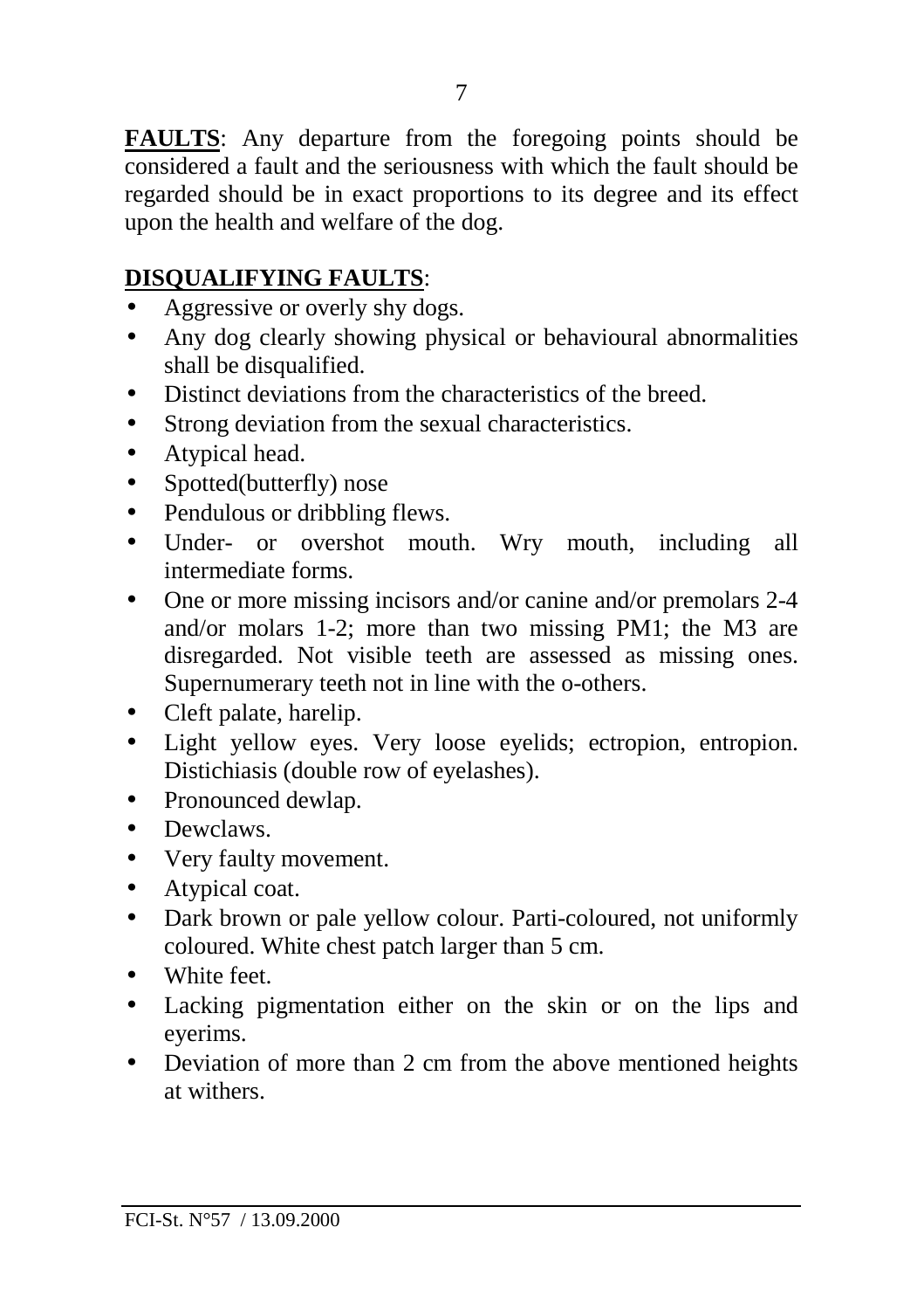**FAULTS**: Any departure from the foregoing points should be considered a fault and the seriousness with which the fault should be regarded should be in exact proportions to its degree and its effect upon the health and welfare of the dog.

**DISQUALIFYING FAULTS**:

- Aggressive or overly shy dogs.
- Any dog clearly showing physical or behavioural abnormalities shall be disqualified.
- Distinct deviations from the characteristics of the breed.
- Strong deviation from the sexual characteristics.
- Atypical head.
- Spotted(butterfly) nose
- Pendulous or dribbling flews.
- Under- or overshot mouth. Wry mouth, including all intermediate forms.
- One or more missing incisors and/or canine and/or premolars 2-4 and/or molars 1-2; more than two missing PM1; the M3 are disregarded. Not visible teeth are assessed as missing ones. Supernumerary teeth not in line with the o-others.
- Cleft palate, harelip.
- Light yellow eyes. Very loose eyelids; ectropion, entropion. Distichiasis (double row of eyelashes).
- Pronounced dewlap.
- Dewclaws.
- Very faulty movement.
- Atypical coat.
- Dark brown or pale yellow colour. Parti-coloured, not uniformly coloured. White chest patch larger than 5 cm.
- White feet.
- Lacking pigmentation either on the skin or on the lips and eyerims.
- Deviation of more than 2 cm from the above mentioned heights at withers.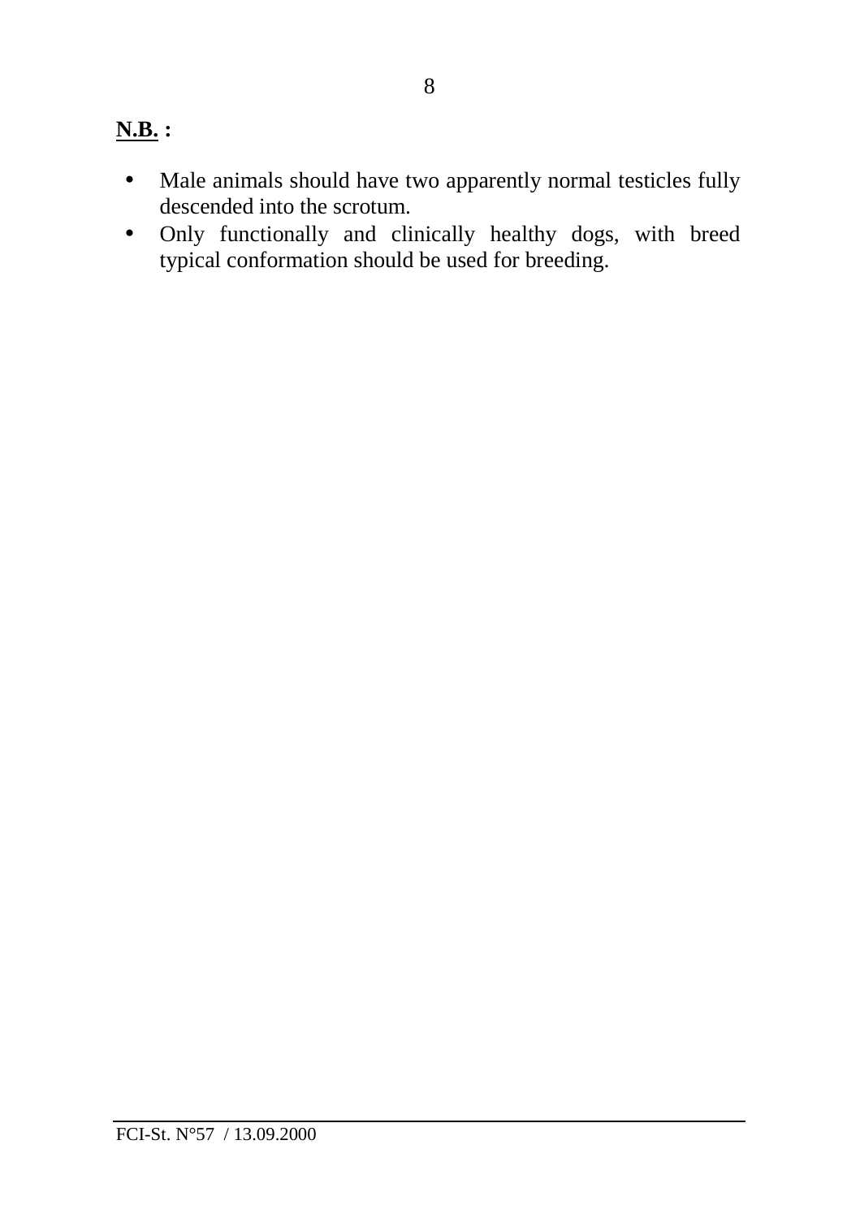**<u>N.B.</u> :**

- Male animals should have two apparently normal testicles fully descended into the scrotum.
- Only functionally and clinically healthy dogs, with breed typical conformation should be used for breeding.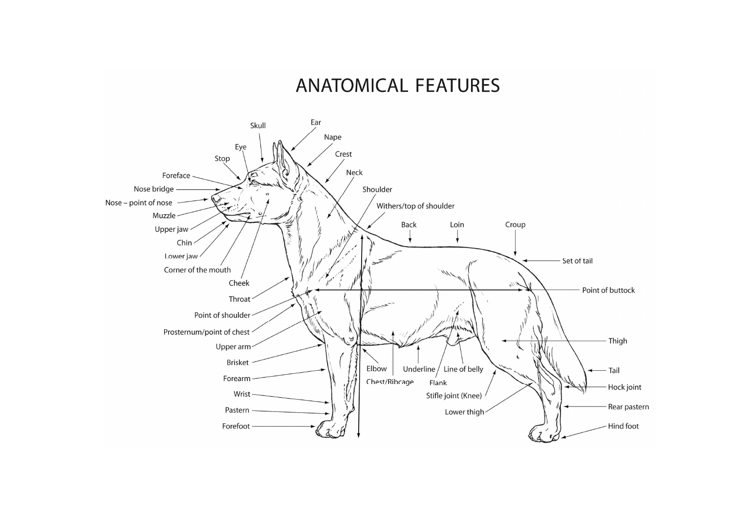# ANATOMICAL FEATURES

Skull
Ear
Nape
Eye
Crest
Stop
Neck
Foreface
Shoulder
Nose bridge
Withers/top of shoulder
Nose – point of nose
Muzzle
Back
Loin
Croup
Upper jaw
Chin
Set of tail
Lower jaw
Corner of the mouth
Cheek
Point of buttock
Throat
Point of shoulder
Prosternum/point of chest
Thigh
Upper arm
Brisket
Elbow
Underline
Line of belly
Tail
Forearm
Chest/Ribcage
Flank
Hock joint
Wrist
Stifle joint (Knee)
Rear pastern
Pastern
Lower thigh
Forefoot
Hind foot